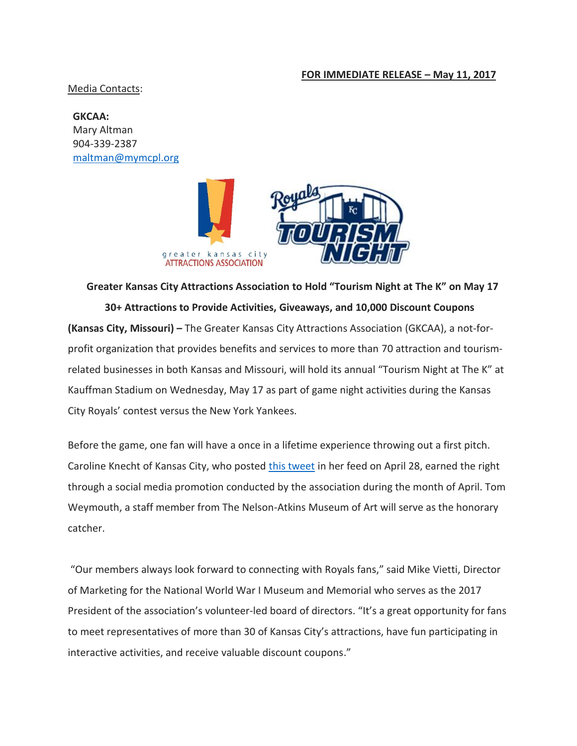**FOR IMMEDIATE RELEASE – May 11, 2017**

Media Contacts:

**GKCAA:**
Mary Altman
904-339-2387
maltman@mymcpl.org

**Greater Kansas City Attractions Association to Hold "Tourism Night at The K" on May 17**

**30+ Attractions to Provide Activities, Giveaways, and 10,000 Discount Coupons**

**(Kansas City, Missouri) –** The Greater Kansas City Attractions Association (GKCAA), a not-for-profit organization that provides benefits and services to more than 70 attraction and tourism-related businesses in both Kansas and Missouri, will hold its annual "Tourism Night at The K" at Kauffman Stadium on Wednesday, May 17 as part of game night activities during the Kansas City Royals' contest versus the New York Yankees.

Before the game, one fan will have a once in a lifetime experience throwing out a first pitch. Caroline Knecht of Kansas City, who posted this tweet in her feed on April 28, earned the right through a social media promotion conducted by the association during the month of April. Tom Weymouth, a staff member from The Nelson-Atkins Museum of Art will serve as the honorary catcher.

"Our members always look forward to connecting with Royals fans," said Mike Vietti, Director of Marketing for the National World War I Museum and Memorial who serves as the 2017 President of the association's volunteer-led board of directors. "It's a great opportunity for fans to meet representatives of more than 30 of Kansas City's attractions, have fun participating in interactive activities, and receive valuable discount coupons."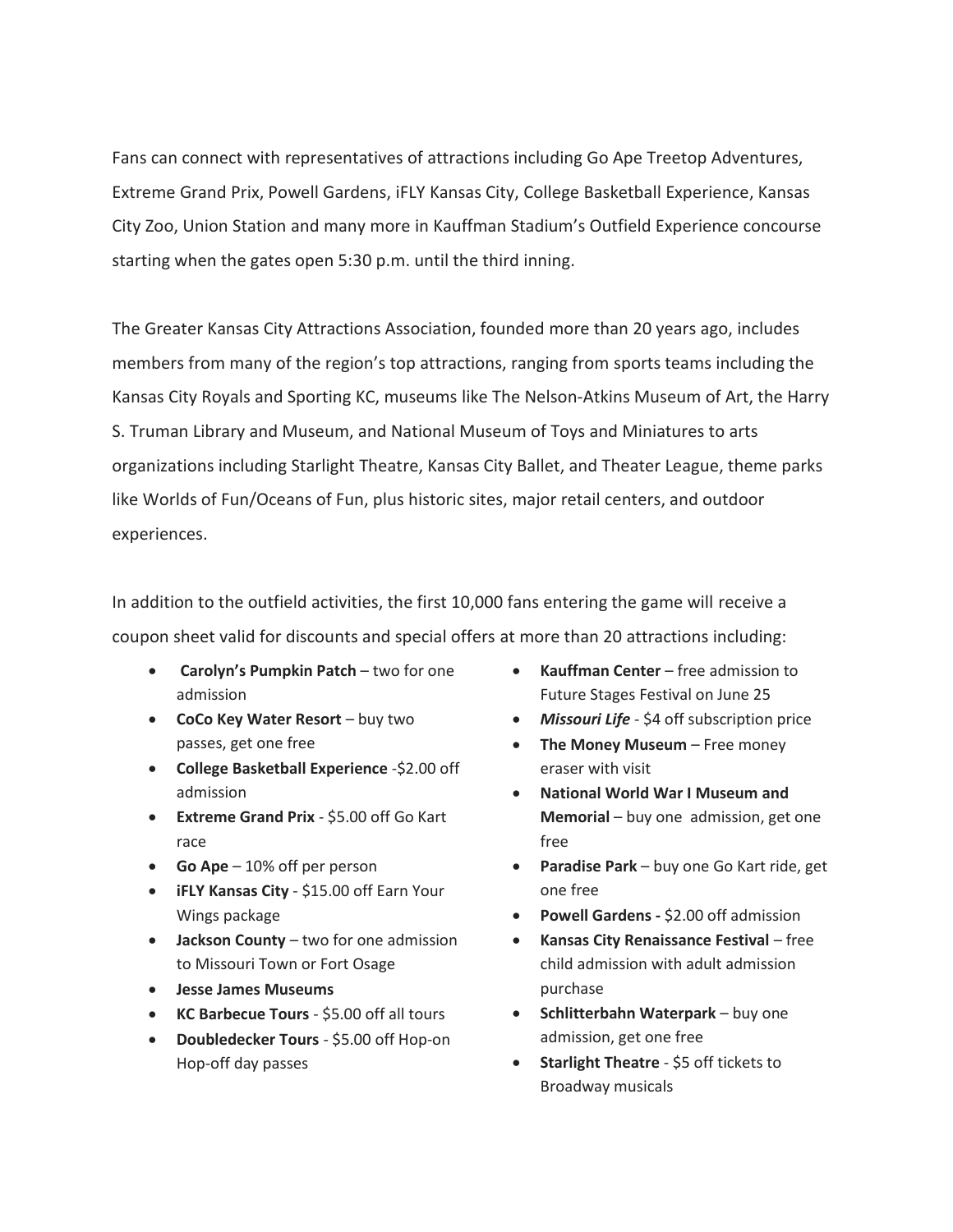Fans can connect with representatives of attractions including Go Ape Treetop Adventures, Extreme Grand Prix, Powell Gardens, iFLY Kansas City, College Basketball Experience, Kansas City Zoo, Union Station and many more in Kauffman Stadium's Outfield Experience concourse starting when the gates open 5:30 p.m. until the third inning.

The Greater Kansas City Attractions Association, founded more than 20 years ago, includes members from many of the region's top attractions, ranging from sports teams including the Kansas City Royals and Sporting KC, museums like The Nelson-Atkins Museum of Art, the Harry S. Truman Library and Museum, and National Museum of Toys and Miniatures to arts organizations including Starlight Theatre, Kansas City Ballet, and Theater League, theme parks like Worlds of Fun/Oceans of Fun, plus historic sites, major retail centers, and outdoor experiences.

In addition to the outfield activities, the first 10,000 fans entering the game will receive a coupon sheet valid for discounts and special offers at more than 20 attractions including:

- **Carolyn's Pumpkin Patch** – two for one admission
- **CoCo Key Water Resort** – buy two passes, get one free
- **College Basketball Experience** -$2.00 off admission
- **Extreme Grand Prix** - $5.00 off Go Kart race
- **Go Ape** – 10% off per person
- **iFLY Kansas City** - $15.00 off Earn Your Wings package
- **Jackson County** – two for one admission to Missouri Town or Fort Osage
- **Jesse James Museums**
- **KC Barbecue Tours** - $5.00 off all tours
- **Doubledecker Tours** - $5.00 off Hop-on Hop-off day passes
- **Kauffman Center** – free admission to Future Stages Festival on June 25
- ***Missouri Life*** - $4 off subscription price
- **The Money Museum** – Free money eraser with visit
- **National World War I Museum and Memorial** – buy one admission, get one free
- **Paradise Park** – buy one Go Kart ride, get one free
- **Powell Gardens -** $2.00 off admission
- **Kansas City Renaissance Festival** – free child admission with adult admission purchase
- **Schlitterbahn Waterpark** – buy one admission, get one free
- **Starlight Theatre** - $5 off tickets to Broadway musicals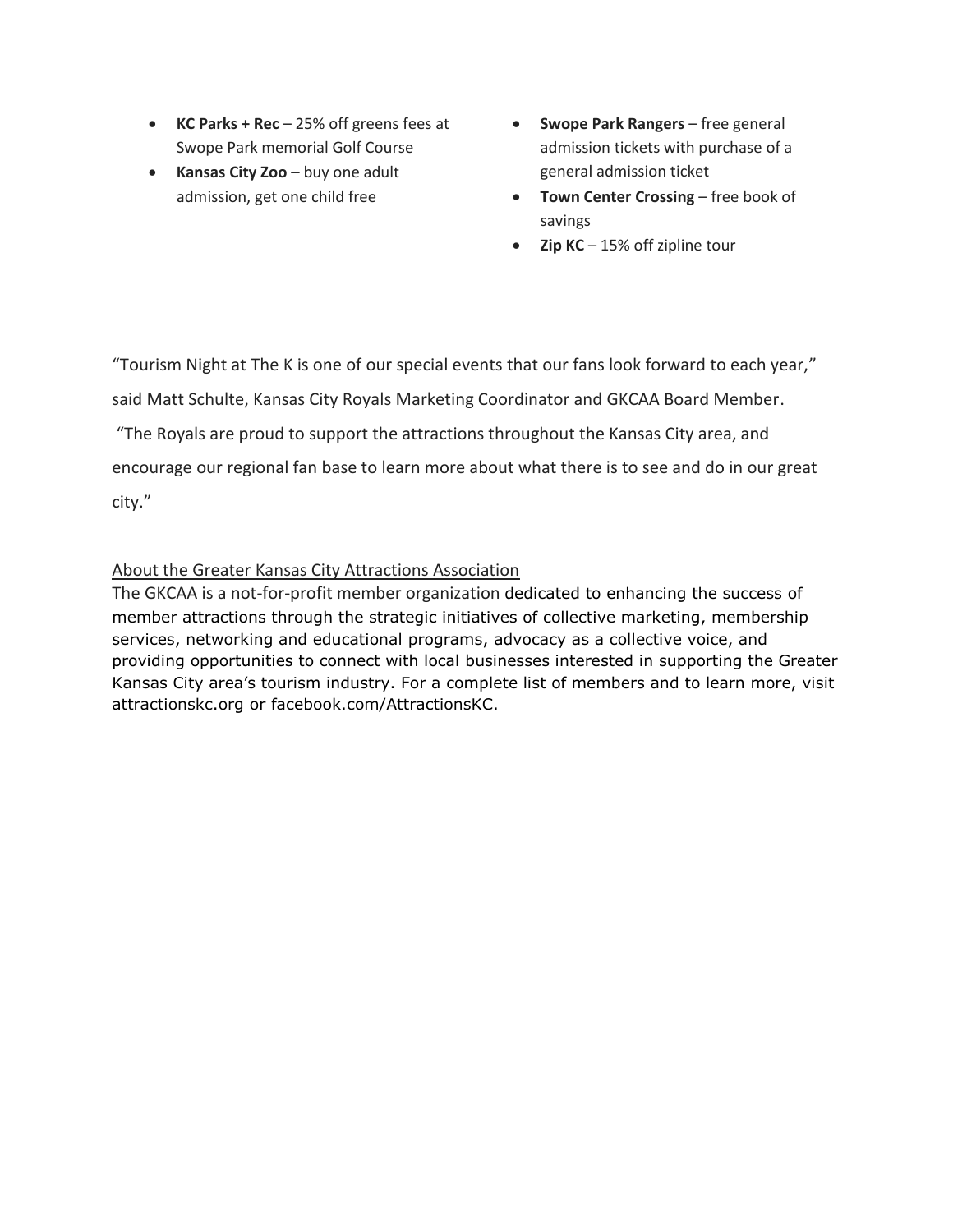- **KC Parks + Rec** – 25% off greens fees at Swope Park memorial Golf Course
- **Kansas City Zoo** – buy one adult admission, get one child free
- **Swope Park Rangers** – free general admission tickets with purchase of a general admission ticket
- **Town Center Crossing** – free book of savings
- **Zip KC** – 15% off zipline tour

"Tourism Night at The K is one of our special events that our fans look forward to each year," said Matt Schulte, Kansas City Royals Marketing Coordinator and GKCAA Board Member. "The Royals are proud to support the attractions throughout the Kansas City area, and encourage our regional fan base to learn more about what there is to see and do in our great city."

About the Greater Kansas City Attractions Association

The GKCAA is a not-for-profit member organization dedicated to enhancing the success of member attractions through the strategic initiatives of collective marketing, membership services, networking and educational programs, advocacy as a collective voice, and providing opportunities to connect with local businesses interested in supporting the Greater Kansas City area's tourism industry. For a complete list of members and to learn more, visit attractionskc.org or facebook.com/AttractionsKC.